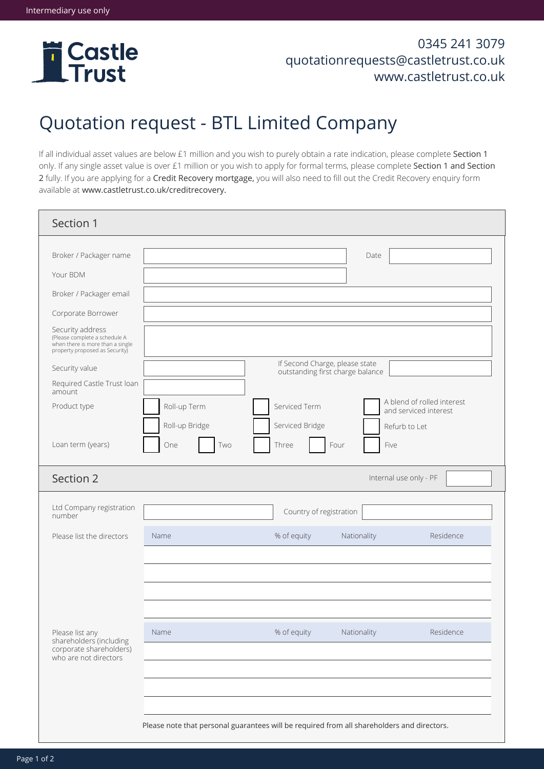Intermediary use only

**Castle Trust**

0345 241 3079
quotationrequests@castletrust.co.uk
www.castletrust.co.uk

# Quotation request - BTL Limited Company

If all individual asset values are below £1 million and you wish to purely obtain a rate indication, please complete Section 1 only. If any single asset value is over £1 million or you wish to apply for formal terms, please complete Section 1 and Section 2 fully. If you are applying for a Credit Recovery mortgage, you will also need to fill out the Credit Recovery enquiry form available at www.castletrust.co.uk/creditrecovery.

## Section 1

Broker / Packager name: ____________ Date: ____________

Your BDM: ____________

Broker / Packager email: ____________

Corporate Borrower: ____________

Security address (Please complete a schedule A when there is more than a single property proposed as Security): ____________

Security value: ____________ If Second Charge, please state outstanding first charge balance: ____________

Required Castle Trust loan amount: ____________

Product type:
- ☐ Roll-up Term
- ☐ Serviced Term
- ☐ A blend of rolled interest and serviced interest
- ☐ Roll-up Bridge
- ☐ Serviced Bridge
- ☐ Refurb to Let

Loan term (years): ☐ One ☐ Two ☐ Three ☐ Four ☐ Five

## Section 2

Internal use only - PF: ____________

Ltd Company registration number: ____________ Country of registration: ____________

Please list the directors

| Name | % of equity | Nationality | Residence |
|---|---|---|---|
| | | | |
| | | | |
| | | | |
| | | | |

Please list any shareholders (including corporate shareholders) who are not directors

| Name | % of equity | Nationality | Residence |
|---|---|---|---|
| | | | |
| | | | |
| | | | |
| | | | |

Please note that personal guarantees will be required from all shareholders and directors.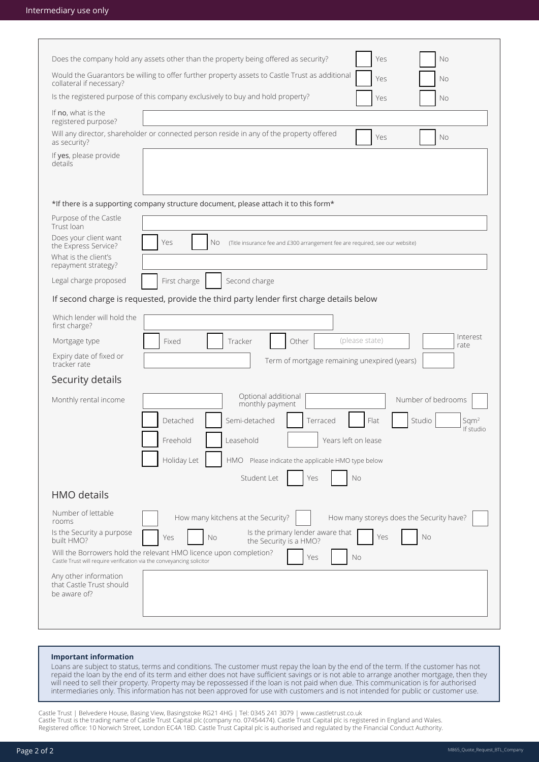Does the company hold any assets other than the property being offered as security? ☐ Yes ☐ No

Would the Guarantors be willing to offer further property assets to Castle Trust as additional collateral if necessary? ☐ Yes ☐ No

Is the registered purpose of this company exclusively to buy and hold property? ☐ Yes ☐ No

If **no**, what is the registered purpose?

Will any director, shareholder or connected person reside in any of the property offered as security? ☐ Yes ☐ No

If **yes**, please provide details

*If there is a supporting company structure document, please attach it to this form*

Purpose of the Castle Trust loan

Does your client want the Express Service? ☐ Yes ☐ No (Title insurance fee and £300 arrangement fee are required, see our website)

What is the client's repayment strategy?

Legal charge proposed ☐ First charge ☐ Second charge

If second charge is requested, provide the third party lender first charge details below

Which lender will hold the first charge?

Mortgage type ☐ Fixed ☐ Tracker ☐ Other (please state) Interest rate

Expiry date of fixed or tracker rate

Term of mortgage remaining unexpired (years)

## Security details

Monthly rental income

Optional additional monthly payment

Number of bedrooms

☐ Detached ☐ Semi-detached ☐ Terraced ☐ Flat ☐ Studio Sqm² If studio

☐ Freehold ☐ Leasehold Years left on lease

☐ Holiday Let ☐ HMO Please indicate the applicable HMO type below

Student Let ☐ Yes ☐ No

## HMO details

Number of lettable rooms

How many kitchens at the Security?

How many storeys does the Security have?

Is the Security a purpose built HMO? ☐ Yes ☐ No

Is the primary lender aware that the Security is a HMO? ☐ Yes ☐ No

Will the Borrowers hold the relevant HMO licence upon completion? ☐ Yes ☐ No
Castle Trust will require verification via the conveyancing solicitor

Any other information that Castle Trust should be aware of?

**Important information**

Loans are subject to status, terms and conditions. The customer must repay the loan by the end of the term. If the customer has not repaid the loan by the end of its term and either does not have sufficient savings or is not able to arrange another mortgage, then they will need to sell their property. Property may be repossessed if the loan is not paid when due. This communication is for authorised intermediaries only. This information has not been approved for use with customers and is not intended for public or customer use.

Castle Trust | Belvedere House, Basing View, Basingstoke RG21 4HG | Tel: 0345 241 3079 | www.castletrust.co.uk
Castle Trust is the trading name of Castle Trust Capital plc (company no. 07454474). Castle Trust Capital plc is registered in England and Wales.
Registered office: 10 Norwich Street, London EC4A 1BD. Castle Trust Capital plc is authorised and regulated by the Financial Conduct Authority.